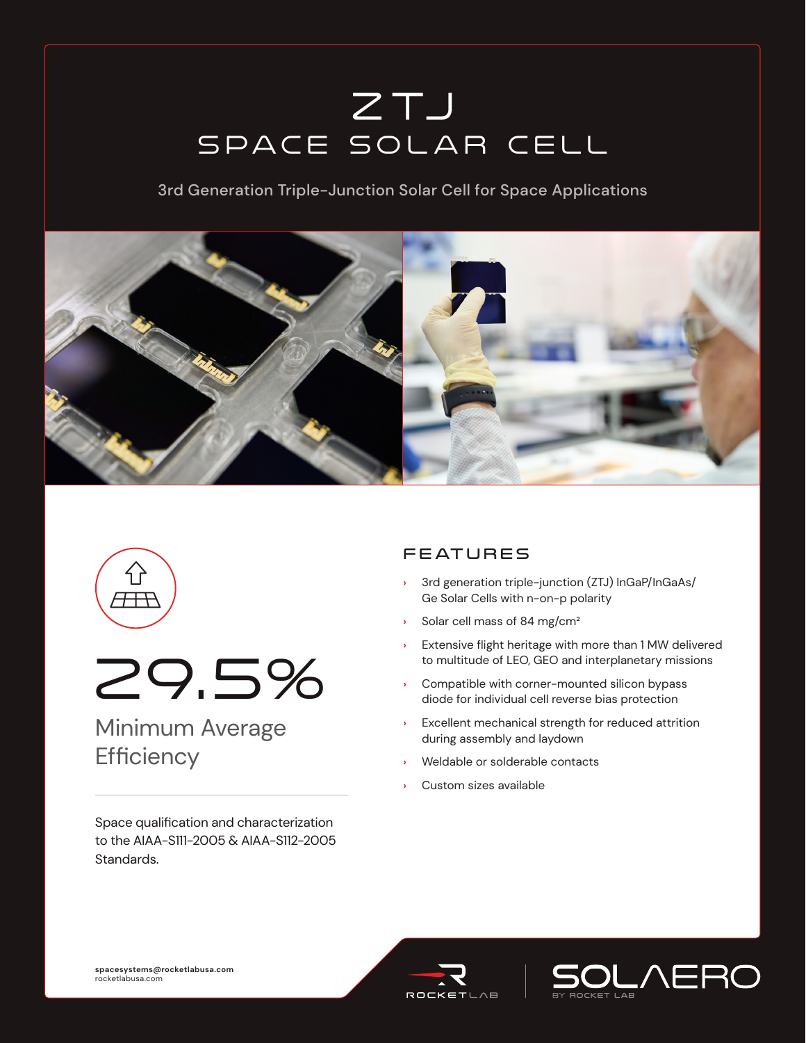# ZTJ

## SPACE SOLAR CELL

3rd Generation Triple-Junction Solar Cell for Space Applications

# 29.5%

Minimum Average Efficiency

Space qualification and characterization to the AIAA-S111-2005 & AIAA-S112-2005 Standards.

## FEATURES

- 3rd generation triple-junction (ZTJ) InGaP/InGaAs/Ge Solar Cells with n-on-p polarity
- Solar cell mass of 84 mg/cm$^2$
- Extensive flight heritage with more than 1 MW delivered to multitude of LEO, GEO and interplanetary missions
- Compatible with corner-mounted silicon bypass diode for individual cell reverse bias protection
- Excellent mechanical strength for reduced attrition during assembly and laydown
- Weldable or solderable contacts
- Custom sizes available

**spacesystems@rocketlabusa.com**
rocketlabusa.com

ROCKET LAB | SOLAERO BY ROCKET LAB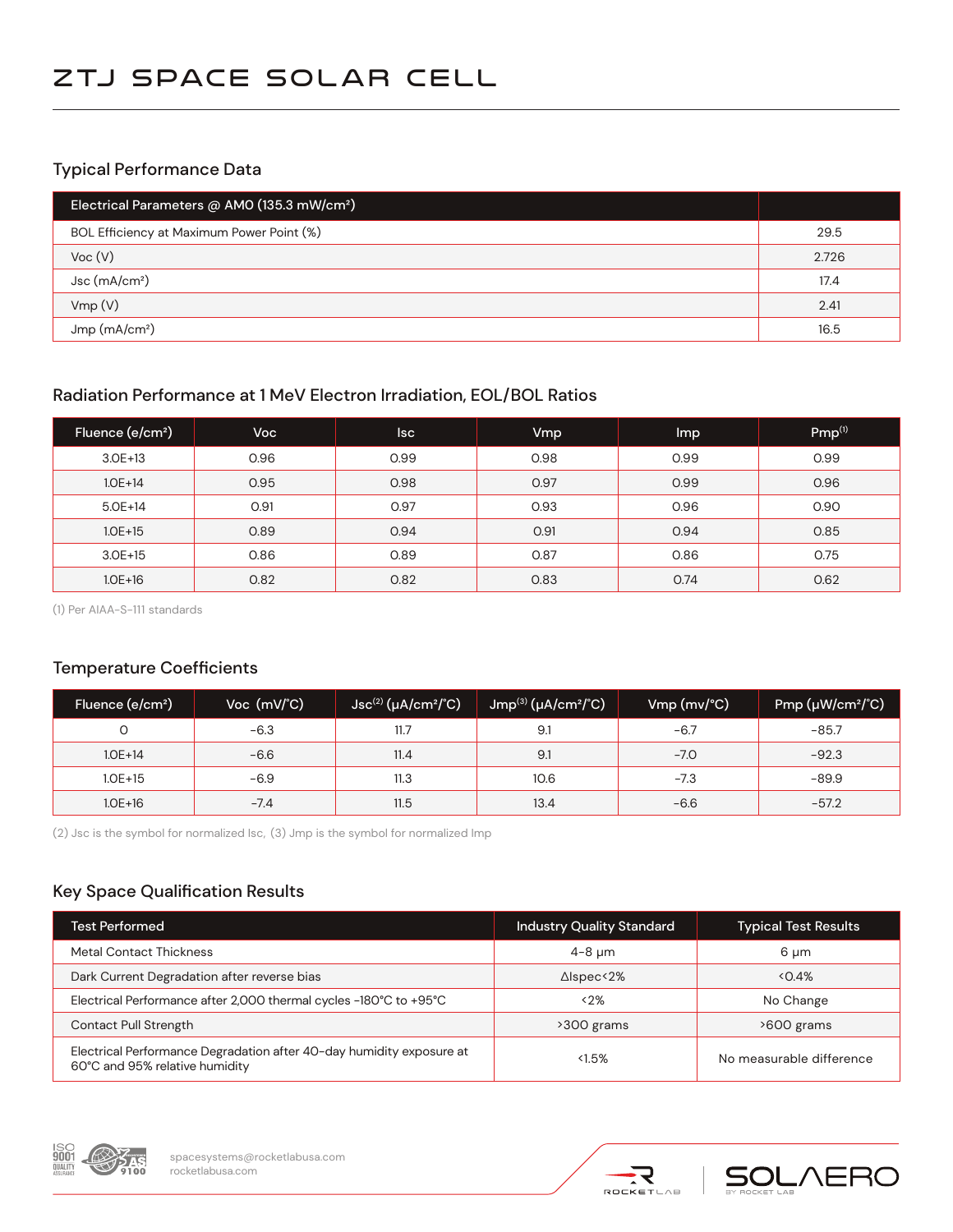# ZTJ SPACE SOLAR CELL

## Typical Performance Data

| Electrical Parameters @ AM0 (135.3 mW/cm²) | |
|---|---|
| BOL Efficiency at Maximum Power Point (%) | 29.5 |
| Voc (V) | 2.726 |
| Jsc (mA/cm²) | 17.4 |
| Vmp (V) | 2.41 |
| Jmp (mA/cm²) | 16.5 |

## Radiation Performance at 1 MeV Electron Irradiation, EOL/BOL Ratios

| Fluence (e/cm²) | Voc | Isc | Vmp | Imp | Pmp[1] |
|---|---|---|---|---|---|
| 3.0E+13 | 0.96 | 0.99 | 0.98 | 0.99 | 0.99 |
| 1.0E+14 | 0.95 | 0.98 | 0.97 | 0.99 | 0.96 |
| 5.0E+14 | 0.91 | 0.97 | 0.93 | 0.96 | 0.90 |
| 1.0E+15 | 0.89 | 0.94 | 0.91 | 0.94 | 0.85 |
| 3.0E+15 | 0.86 | 0.89 | 0.87 | 0.86 | 0.75 |
| 1.0E+16 | 0.82 | 0.82 | 0.83 | 0.74 | 0.62 |

(1) Per AIAA-S-111 standards

## Temperature Coefficients

| Fluence (e/cm²) | Voc (mV/°C) | Jsc[2] (µA/cm²/°C) | Jmp[3] (µA/cm²/°C) | Vmp (mv/°C) | Pmp (µW/cm²/°C) |
|---|---|---|---|---|---|
| 0 | -6.3 | 11.7 | 9.1 | -6.7 | -85.7 |
| 1.0E+14 | -6.6 | 11.4 | 9.1 | -7.0 | -92.3 |
| 1.0E+15 | -6.9 | 11.3 | 10.6 | -7.3 | -89.9 |
| 1.0E+16 | -7.4 | 11.5 | 13.4 | -6.6 | -57.2 |

(2) Jsc is the symbol for normalized Isc, (3) Jmp is the symbol for normalized Imp

## Key Space Qualification Results

| Test Performed | Industry Quality Standard | Typical Test Results |
|---|---|---|
| Metal Contact Thickness | 4-8 µm | 6 µm |
| Dark Current Degradation after reverse bias | ΔIspec<2% | <0.4% |
| Electrical Performance after 2,000 thermal cycles -180°C to +95°C | <2% | No Change |
| Contact Pull Strength | >300 grams | >600 grams |
| Electrical Performance Degradation after 40-day humidity exposure at 60°C and 95% relative humidity | <1.5% | No measurable difference |

spacesystems@rocketlabusa.com
rocketlabusa.com